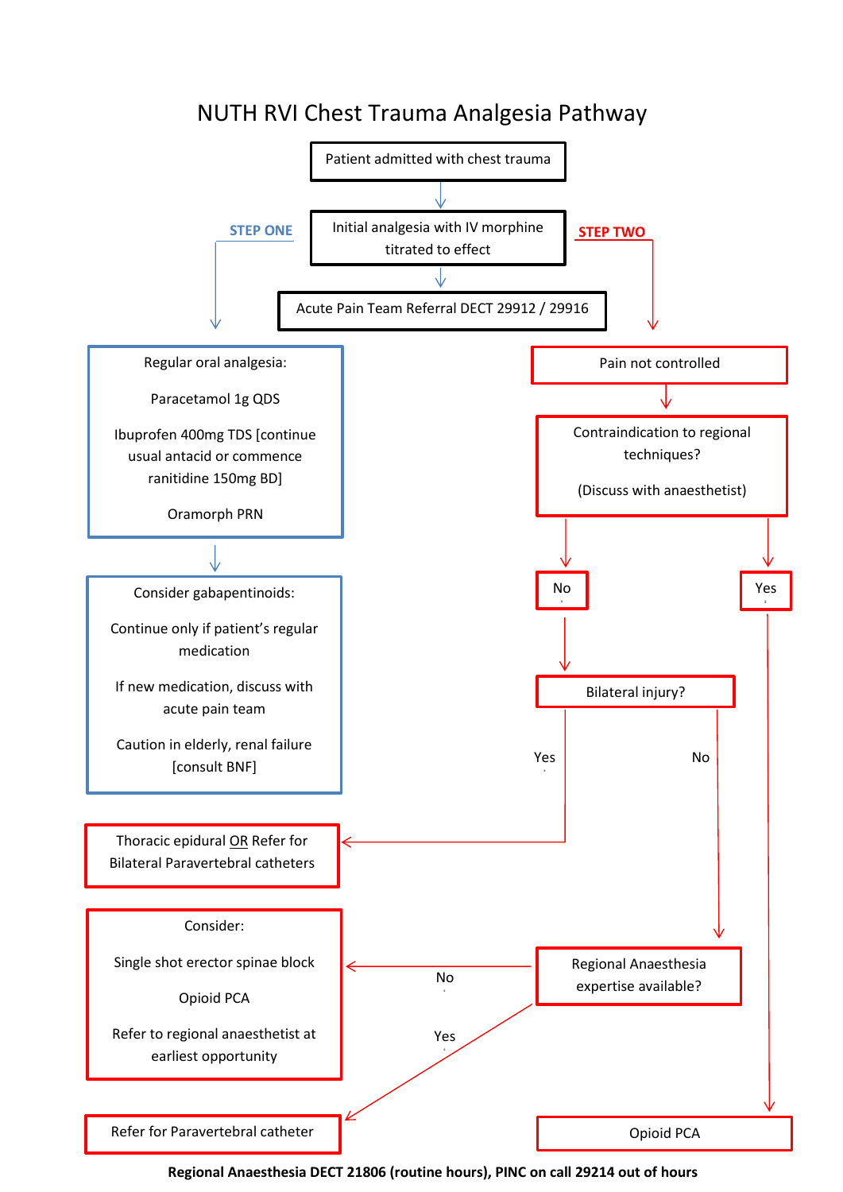# NUTH RVI Chest Trauma Analgesia Pathway

**Patient admitted with chest trauma**

↓

**Initial analgesia with IV morphine titrated to effect**

↓

**Acute Pain Team Referral DECT 29912 / 29916**

## STEP ONE

Regular oral analgesia:

- Paracetamol 1g QDS
- Ibuprofen 400mg TDS [continue usual antacid or commence ranitidine 150mg BD]
- Oramorph PRN

↓

Consider gabapentinoids:

- Continue only if patient's regular medication
- If new medication, discuss with acute pain team
- Caution in elderly, renal failure [consult BNF]

## STEP TWO

Pain not controlled

↓

Contraindication to regional techniques?

(Discuss with anaesthetist)

- **Yes** → Opioid PCA
- **No** → Bilateral injury?
  - **Yes** → Thoracic epidural OR Refer for Bilateral Paravertebral catheters
  - **No** → Regional Anaesthesia expertise available?
    - **Yes** → Refer for Paravertebral catheter
    - **No** → Consider:
      - Single shot erector spinae block
      - Opioid PCA
      - Refer to regional anaesthetist at earliest opportunity

**Regional Anaesthesia DECT 21806 (routine hours), PINC on call 29214 out of hours**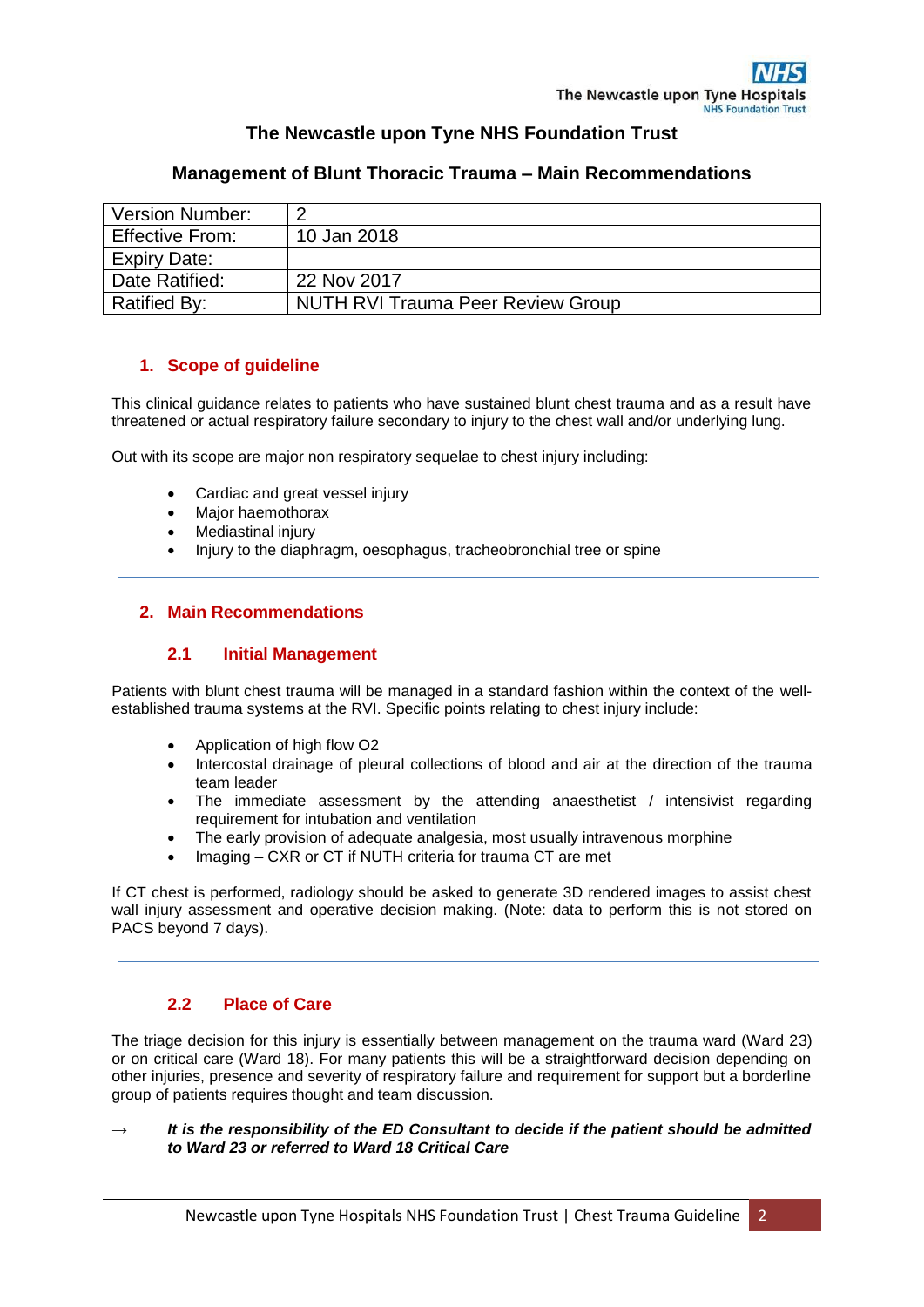# The Newcastle upon Tyne NHS Foundation Trust

## Management of Blunt Thoracic Trauma – Main Recommendations

| Version Number: | 2 |
|---|---|
| Effective From: | 10 Jan 2018 |
| Expiry Date: | |
| Date Ratified: | 22 Nov 2017 |
| Ratified By: | NUTH RVI Trauma Peer Review Group |

### 1. Scope of guideline

This clinical guidance relates to patients who have sustained blunt chest trauma and as a result have threatened or actual respiratory failure secondary to injury to the chest wall and/or underlying lung.

Out with its scope are major non respiratory sequelae to chest injury including:

- Cardiac and great vessel injury
- Major haemothorax
- Mediastinal injury
- Injury to the diaphragm, oesophagus, tracheobronchial tree or spine

---

### 2. Main Recommendations

#### 2.1 Initial Management

Patients with blunt chest trauma will be managed in a standard fashion within the context of the well-established trauma systems at the RVI. Specific points relating to chest injury include:

- Application of high flow O2
- Intercostal drainage of pleural collections of blood and air at the direction of the trauma team leader
- The immediate assessment by the attending anaesthetist / intensivist regarding requirement for intubation and ventilation
- The early provision of adequate analgesia, most usually intravenous morphine
- Imaging – CXR or CT if NUTH criteria for trauma CT are met

If CT chest is performed, radiology should be asked to generate 3D rendered images to assist chest wall injury assessment and operative decision making. (Note: data to perform this is not stored on PACS beyond 7 days).

---

#### 2.2 Place of Care

The triage decision for this injury is essentially between management on the trauma ward (Ward 23) or on critical care (Ward 18). For many patients this will be a straightforward decision depending on other injuries, presence and severity of respiratory failure and requirement for support but a borderline group of patients requires thought and team discussion.

→ ***It is the responsibility of the ED Consultant to decide if the patient should be admitted to Ward 23 or referred to Ward 18 Critical Care***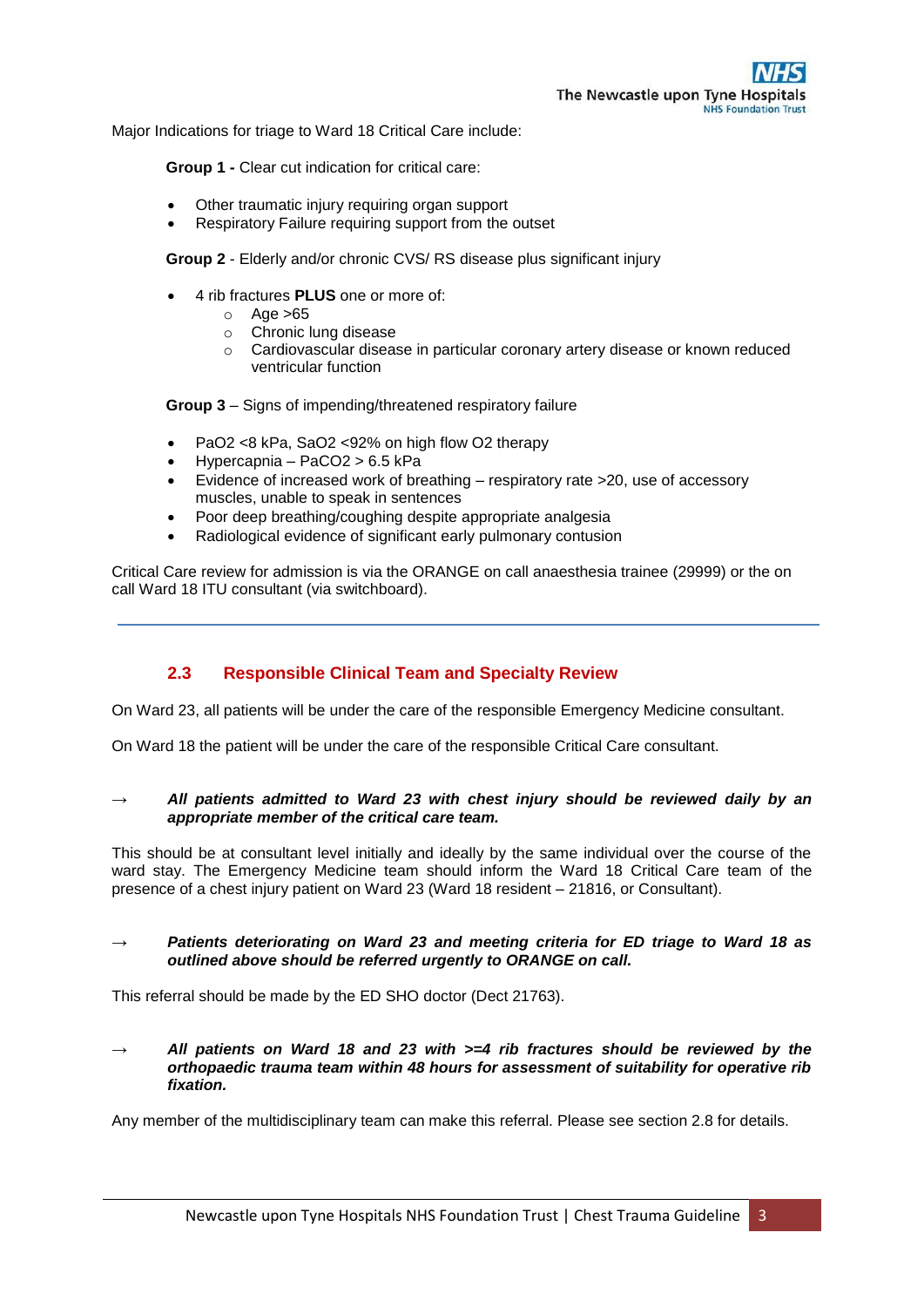Major Indications for triage to Ward 18 Critical Care include:

**Group 1 -** Clear cut indication for critical care:

- Other traumatic injury requiring organ support
- Respiratory Failure requiring support from the outset

**Group 2** - Elderly and/or chronic CVS/ RS disease plus significant injury

- 4 rib fractures **PLUS** one or more of:
  - Age >65
  - Chronic lung disease
  - Cardiovascular disease in particular coronary artery disease or known reduced ventricular function

**Group 3** – Signs of impending/threatened respiratory failure

- PaO2 <8 kPa, SaO2 <92% on high flow O2 therapy
- Hypercapnia – PaCO2 > 6.5 kPa
- Evidence of increased work of breathing – respiratory rate >20, use of accessory muscles, unable to speak in sentences
- Poor deep breathing/coughing despite appropriate analgesia
- Radiological evidence of significant early pulmonary contusion

Critical Care review for admission is via the ORANGE on call anaesthesia trainee (29999) or the on call Ward 18 ITU consultant (via switchboard).

---

## 2.3 Responsible Clinical Team and Specialty Review

On Ward 23, all patients will be under the care of the responsible Emergency Medicine consultant.

On Ward 18 the patient will be under the care of the responsible Critical Care consultant.

→ ***All patients admitted to Ward 23 with chest injury should be reviewed daily by an appropriate member of the critical care team.***

This should be at consultant level initially and ideally by the same individual over the course of the ward stay. The Emergency Medicine team should inform the Ward 18 Critical Care team of the presence of a chest injury patient on Ward 23 (Ward 18 resident – 21816, or Consultant).

→ ***Patients deteriorating on Ward 23 and meeting criteria for ED triage to Ward 18 as outlined above should be referred urgently to ORANGE on call.***

This referral should be made by the ED SHO doctor (Dect 21763).

→ ***All patients on Ward 18 and 23 with >=4 rib fractures should be reviewed by the orthopaedic trauma team within 48 hours for assessment of suitability for operative rib fixation.***

Any member of the multidisciplinary team can make this referral. Please see section 2.8 for details.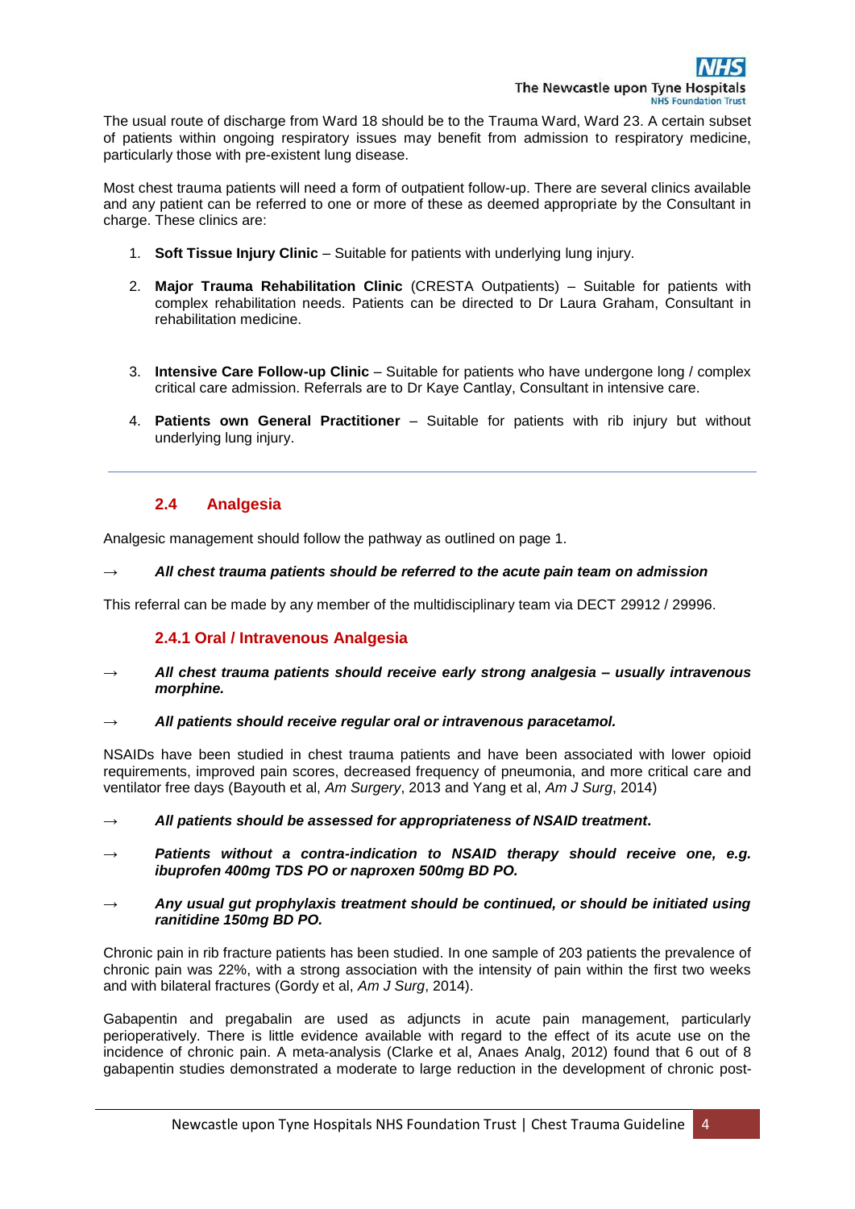The usual route of discharge from Ward 18 should be to the Trauma Ward, Ward 23. A certain subset of patients within ongoing respiratory issues may benefit from admission to respiratory medicine, particularly those with pre-existent lung disease.

Most chest trauma patients will need a form of outpatient follow-up. There are several clinics available and any patient can be referred to one or more of these as deemed appropriate by the Consultant in charge. These clinics are:

1. **Soft Tissue Injury Clinic** – Suitable for patients with underlying lung injury.
2. **Major Trauma Rehabilitation Clinic** (CRESTA Outpatients) – Suitable for patients with complex rehabilitation needs. Patients can be directed to Dr Laura Graham, Consultant in rehabilitation medicine.
3. **Intensive Care Follow-up Clinic** – Suitable for patients who have undergone long / complex critical care admission. Referrals are to Dr Kaye Cantlay, Consultant in intensive care.
4. **Patients own General Practitioner** – Suitable for patients with rib injury but without underlying lung injury.

---

### 2.4 Analgesia

Analgesic management should follow the pathway as outlined on page 1.

→ ***All chest trauma patients should be referred to the acute pain team on admission***

This referral can be made by any member of the multidisciplinary team via DECT 29912 / 29996.

#### 2.4.1 Oral / Intravenous Analgesia

→ ***All chest trauma patients should receive early strong analgesia – usually intravenous morphine.***

→ ***All patients should receive regular oral or intravenous paracetamol.***

NSAIDs have been studied in chest trauma patients and have been associated with lower opioid requirements, improved pain scores, decreased frequency of pneumonia, and more critical care and ventilator free days (Bayouth et al, *Am Surgery*, 2013 and Yang et al, *Am J Surg*, 2014)

→ ***All patients should be assessed for appropriateness of NSAID treatment.***

→ ***Patients without a contra-indication to NSAID therapy should receive one, e.g. ibuprofen 400mg TDS PO or naproxen 500mg BD PO.***

→ ***Any usual gut prophylaxis treatment should be continued, or should be initiated using ranitidine 150mg BD PO.***

Chronic pain in rib fracture patients has been studied. In one sample of 203 patients the prevalence of chronic pain was 22%, with a strong association with the intensity of pain within the first two weeks and with bilateral fractures (Gordy et al, *Am J Surg*, 2014).

Gabapentin and pregabalin are used as adjuncts in acute pain management, particularly perioperatively. There is little evidence available with regard to the effect of its acute use on the incidence of chronic pain. A meta-analysis (Clarke et al, Anaes Analg, 2012) found that 6 out of 8 gabapentin studies demonstrated a moderate to large reduction in the development of chronic post-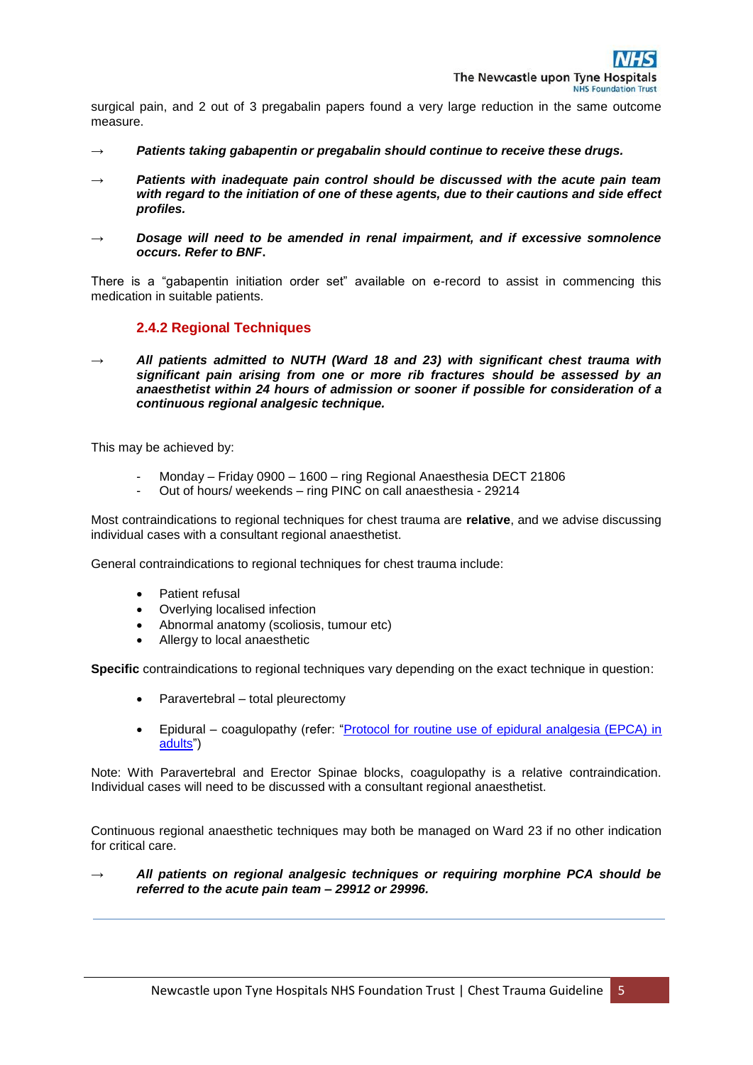surgical pain, and 2 out of 3 pregabalin papers found a very large reduction in the same outcome measure.

→ ***Patients taking gabapentin or pregabalin should continue to receive these drugs.***

→ ***Patients with inadequate pain control should be discussed with the acute pain team with regard to the initiation of one of these agents, due to their cautions and side effect profiles.***

→ ***Dosage will need to be amended in renal impairment, and if excessive somnolence occurs. Refer to BNF.***

There is a "gabapentin initiation order set" available on e-record to assist in commencing this medication in suitable patients.

### 2.4.2 Regional Techniques

→ ***All patients admitted to NUTH (Ward 18 and 23) with significant chest trauma with significant pain arising from one or more rib fractures should be assessed by an anaesthetist within 24 hours of admission or sooner if possible for consideration of a continuous regional analgesic technique.***

This may be achieved by:

- Monday – Friday 0900 – 1600 – ring Regional Anaesthesia DECT 21806
- Out of hours/ weekends – ring PINC on call anaesthesia - 29214

Most contraindications to regional techniques for chest trauma are **relative**, and we advise discussing individual cases with a consultant regional anaesthetist.

General contraindications to regional techniques for chest trauma include:

- Patient refusal
- Overlying localised infection
- Abnormal anatomy (scoliosis, tumour etc)
- Allergy to local anaesthetic

**Specific** contraindications to regional techniques vary depending on the exact technique in question:

- Paravertebral – total pleurectomy
- Epidural – coagulopathy (refer: "Protocol for routine use of epidural analgesia (EPCA) in adults")

Note: With Paravertebral and Erector Spinae blocks, coagulopathy is a relative contraindication. Individual cases will need to be discussed with a consultant regional anaesthetist.

Continuous regional anaesthetic techniques may both be managed on Ward 23 if no other indication for critical care.

→ ***All patients on regional analgesic techniques or requiring morphine PCA should be referred to the acute pain team – 29912 or 29996.***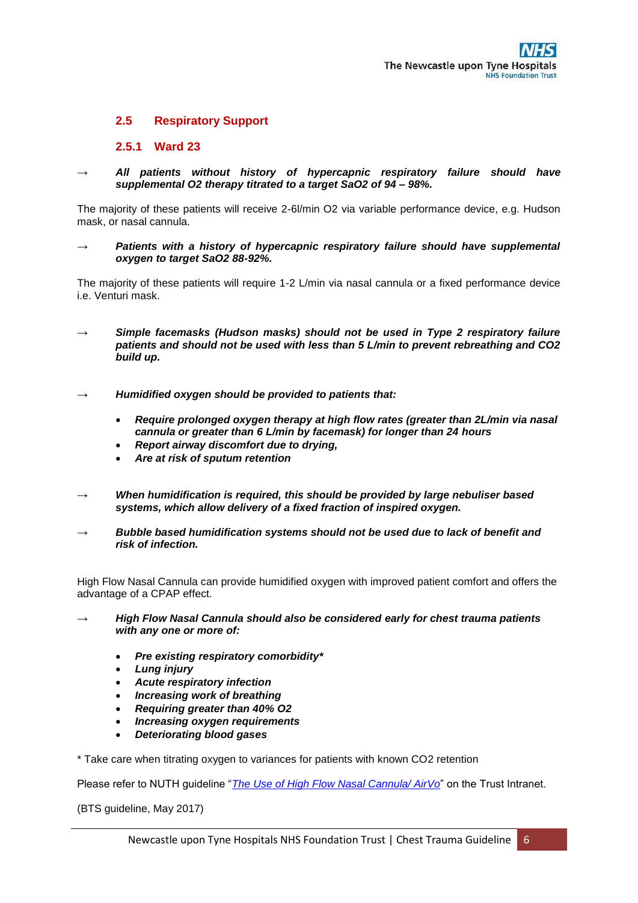## 2.5 Respiratory Support

### 2.5.1 Ward 23

→ ***All patients without history of hypercapnic respiratory failure should have supplemental $O_2$ therapy titrated to a target $SaO_2$ of 94 – 98%.***

The majority of these patients will receive 2-6l/min $O_2$ via variable performance device, e.g. Hudson mask, or nasal cannula.

→ ***Patients with a history of hypercapnic respiratory failure should have supplemental oxygen to target $SaO_2$ 88-92%.***

The majority of these patients will require 1-2 L/min via nasal cannula or a fixed performance device i.e. Venturi mask.

→ ***Simple facemasks (Hudson masks) should not be used in Type 2 respiratory failure patients and should not be used with less than 5 L/min to prevent rebreathing and $CO_2$ build up.***

→ ***Humidified oxygen should be provided to patients that:***

- ***Require prolonged oxygen therapy at high flow rates (greater than 2L/min via nasal cannula or greater than 6 L/min by facemask) for longer than 24 hours***
- ***Report airway discomfort due to drying,***
- ***Are at risk of sputum retention***

→ ***When humidification is required, this should be provided by large nebuliser based systems, which allow delivery of a fixed fraction of inspired oxygen.***

→ ***Bubble based humidification systems should not be used due to lack of benefit and risk of infection.***

High Flow Nasal Cannula can provide humidified oxygen with improved patient comfort and offers the advantage of a CPAP effect.

→ ***High Flow Nasal Cannula should also be considered early for chest trauma patients with any one or more of:***

- ***Pre existing respiratory comorbidity****
- ***Lung injury***
- ***Acute respiratory infection***
- ***Increasing work of breathing***
- ***Requiring greater than 40% $O_2$***
- ***Increasing oxygen requirements***
- ***Deteriorating blood gases***

* Take care when titrating oxygen to variances for patients with known $CO_2$ retention

Please refer to NUTH guideline "[The Use of High Flow Nasal Cannula/ AirVo]" on the Trust Intranet.

(BTS guideline, May 2017)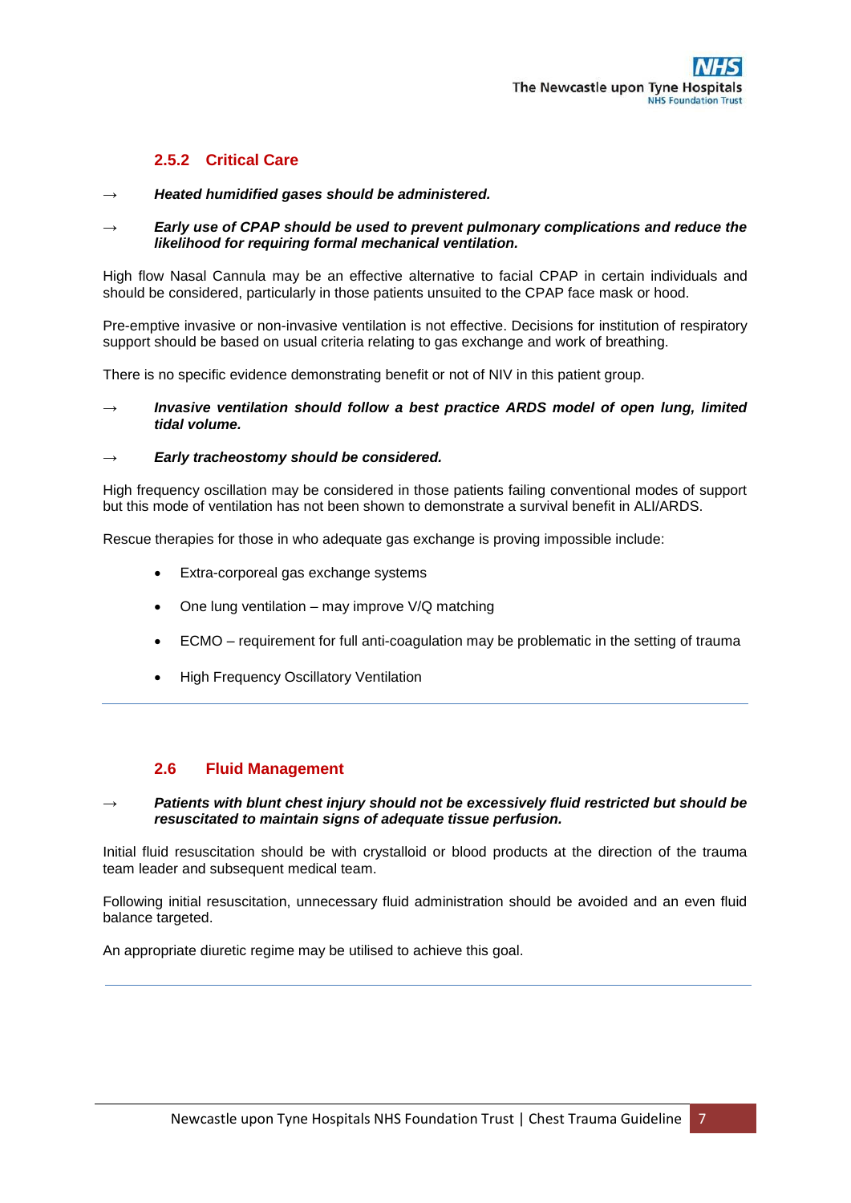### 2.5.2 Critical Care

→ ***Heated humidified gases should be administered.***

→ ***Early use of CPAP should be used to prevent pulmonary complications and reduce the likelihood for requiring formal mechanical ventilation.***

High flow Nasal Cannula may be an effective alternative to facial CPAP in certain individuals and should be considered, particularly in those patients unsuited to the CPAP face mask or hood.

Pre-emptive invasive or non-invasive ventilation is not effective. Decisions for institution of respiratory support should be based on usual criteria relating to gas exchange and work of breathing.

There is no specific evidence demonstrating benefit or not of NIV in this patient group.

→ ***Invasive ventilation should follow a best practice ARDS model of open lung, limited tidal volume.***

→ ***Early tracheostomy should be considered.***

High frequency oscillation may be considered in those patients failing conventional modes of support but this mode of ventilation has not been shown to demonstrate a survival benefit in ALI/ARDS.

Rescue therapies for those in who adequate gas exchange is proving impossible include:

- Extra-corporeal gas exchange systems
- One lung ventilation – may improve V/Q matching
- ECMO – requirement for full anti-coagulation may be problematic in the setting of trauma
- High Frequency Oscillatory Ventilation

---

## 2.6 Fluid Management

→ ***Patients with blunt chest injury should not be excessively fluid restricted but should be resuscitated to maintain signs of adequate tissue perfusion.***

Initial fluid resuscitation should be with crystalloid or blood products at the direction of the trauma team leader and subsequent medical team.

Following initial resuscitation, unnecessary fluid administration should be avoided and an even fluid balance targeted.

An appropriate diuretic regime may be utilised to achieve this goal.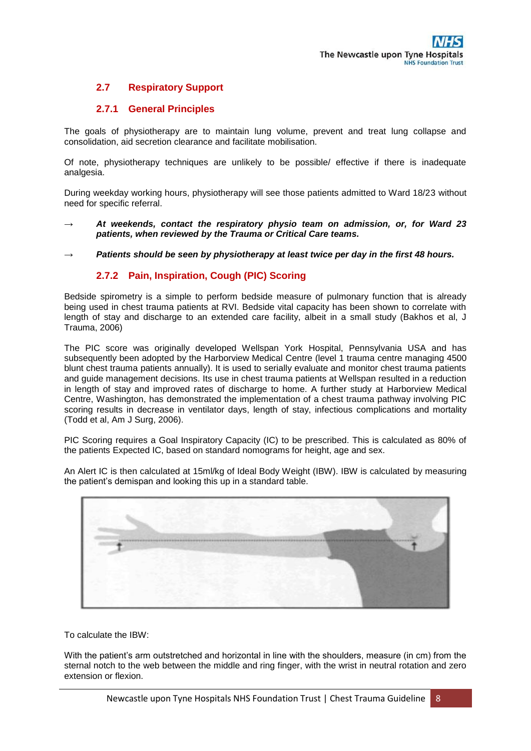## 2.7 Respiratory Support

### 2.7.1 General Principles

The goals of physiotherapy are to maintain lung volume, prevent and treat lung collapse and consolidation, aid secretion clearance and facilitate mobilisation.

Of note, physiotherapy techniques are unlikely to be possible/ effective if there is inadequate analgesia.

During weekday working hours, physiotherapy will see those patients admitted to Ward 18/23 without need for specific referral.

→ ***At weekends, contact the respiratory physio team on admission, or, for Ward 23 patients, when reviewed by the Trauma or Critical Care teams.***

→ ***Patients should be seen by physiotherapy at least twice per day in the first 48 hours.***

### 2.7.2 Pain, Inspiration, Cough (PIC) Scoring

Bedside spirometry is a simple to perform bedside measure of pulmonary function that is already being used in chest trauma patients at RVI. Bedside vital capacity has been shown to correlate with length of stay and discharge to an extended care facility, albeit in a small study (Bakhos et al, J Trauma, 2006)

The PIC score was originally developed Wellspan York Hospital, Pennsylvania USA and has subsequently been adopted by the Harborview Medical Centre (level 1 trauma centre managing 4500 blunt chest trauma patients annually). It is used to serially evaluate and monitor chest trauma patients and guide management decisions. Its use in chest trauma patients at Wellspan resulted in a reduction in length of stay and improved rates of discharge to home. A further study at Harborview Medical Centre, Washington, has demonstrated the implementation of a chest trauma pathway involving PIC scoring results in decrease in ventilator days, length of stay, infectious complications and mortality (Todd et al, Am J Surg, 2006).

PIC Scoring requires a Goal Inspiratory Capacity (IC) to be prescribed. This is calculated as 80% of the patients Expected IC, based on standard nomograms for height, age and sex.

An Alert IC is then calculated at 15ml/kg of Ideal Body Weight (IBW). IBW is calculated by measuring the patient's demispan and looking this up in a standard table.

To calculate the IBW:

With the patient's arm outstretched and horizontal in line with the shoulders, measure (in cm) from the sternal notch to the web between the middle and ring finger, with the wrist in neutral rotation and zero extension or flexion.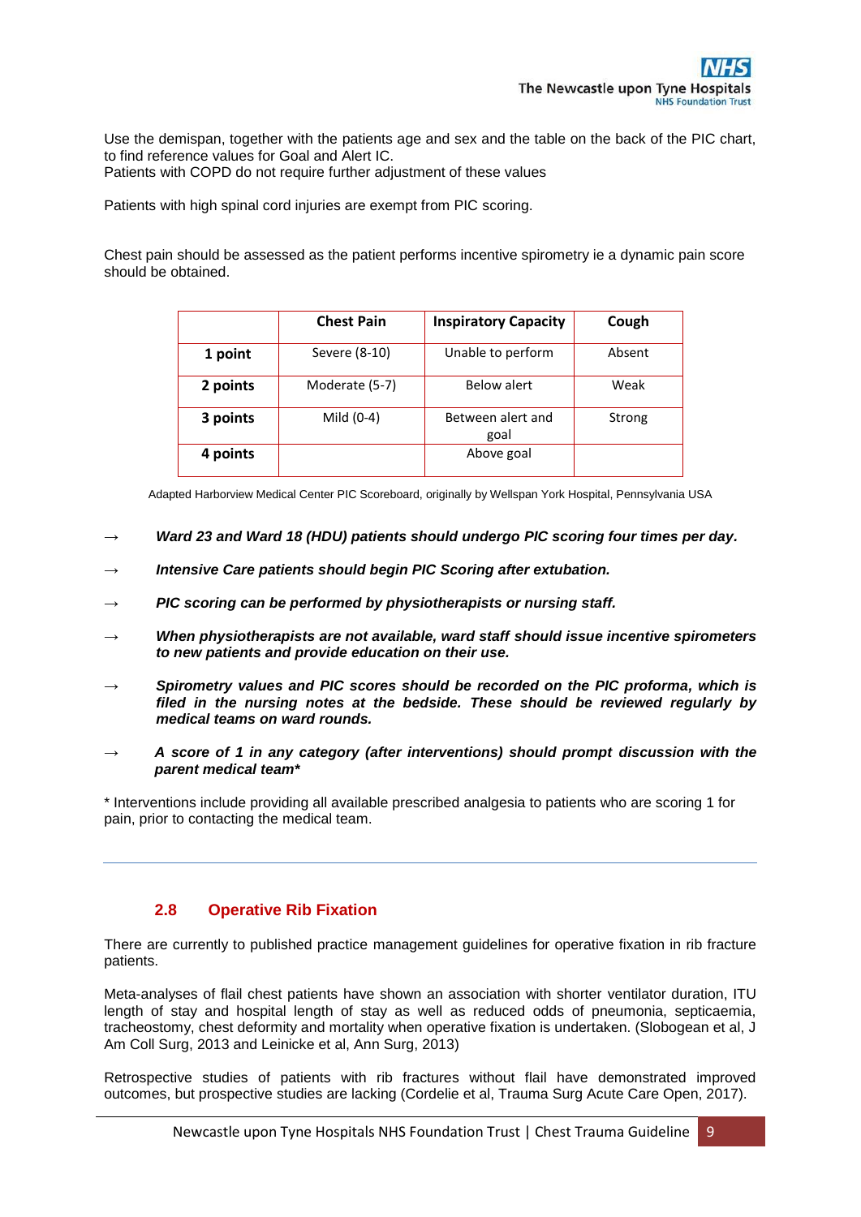Use the demispan, together with the patients age and sex and the table on the back of the PIC chart, to find reference values for Goal and Alert IC.
Patients with COPD do not require further adjustment of these values

Patients with high spinal cord injuries are exempt from PIC scoring.

Chest pain should be assessed as the patient performs incentive spirometry ie a dynamic pain score should be obtained.

| | Chest Pain | Inspiratory Capacity | Cough |
|---|---|---|---|
| **1 point** | Severe (8-10) | Unable to perform | Absent |
| **2 points** | Moderate (5-7) | Below alert | Weak |
| **3 points** | Mild (0-4) | Between alert and goal | Strong |
| **4 points** | | Above goal | |

Adapted Harborview Medical Center PIC Scoreboard, originally by Wellspan York Hospital, Pennsylvania USA

→ ***Ward 23 and Ward 18 (HDU) patients should undergo PIC scoring four times per day.***

→ ***Intensive Care patients should begin PIC Scoring after extubation.***

→ ***PIC scoring can be performed by physiotherapists or nursing staff.***

→ ***When physiotherapists are not available, ward staff should issue incentive spirometers to new patients and provide education on their use.***

→ ***Spirometry values and PIC scores should be recorded on the PIC proforma, which is filed in the nursing notes at the bedside. These should be reviewed regularly by medical teams on ward rounds.***

→ ***A score of 1 in any category (after interventions) should prompt discussion with the parent medical team****

* Interventions include providing all available prescribed analgesia to patients who are scoring 1 for pain, prior to contacting the medical team.

---

## 2.8 Operative Rib Fixation

There are currently to published practice management guidelines for operative fixation in rib fracture patients.

Meta-analyses of flail chest patients have shown an association with shorter ventilator duration, ITU length of stay and hospital length of stay as well as reduced odds of pneumonia, septicaemia, tracheostomy, chest deformity and mortality when operative fixation is undertaken. (Slobogean et al, J Am Coll Surg, 2013 and Leinicke et al, Ann Surg, 2013)

Retrospective studies of patients with rib fractures without flail have demonstrated improved outcomes, but prospective studies are lacking (Cordelie et al, Trauma Surg Acute Care Open, 2017).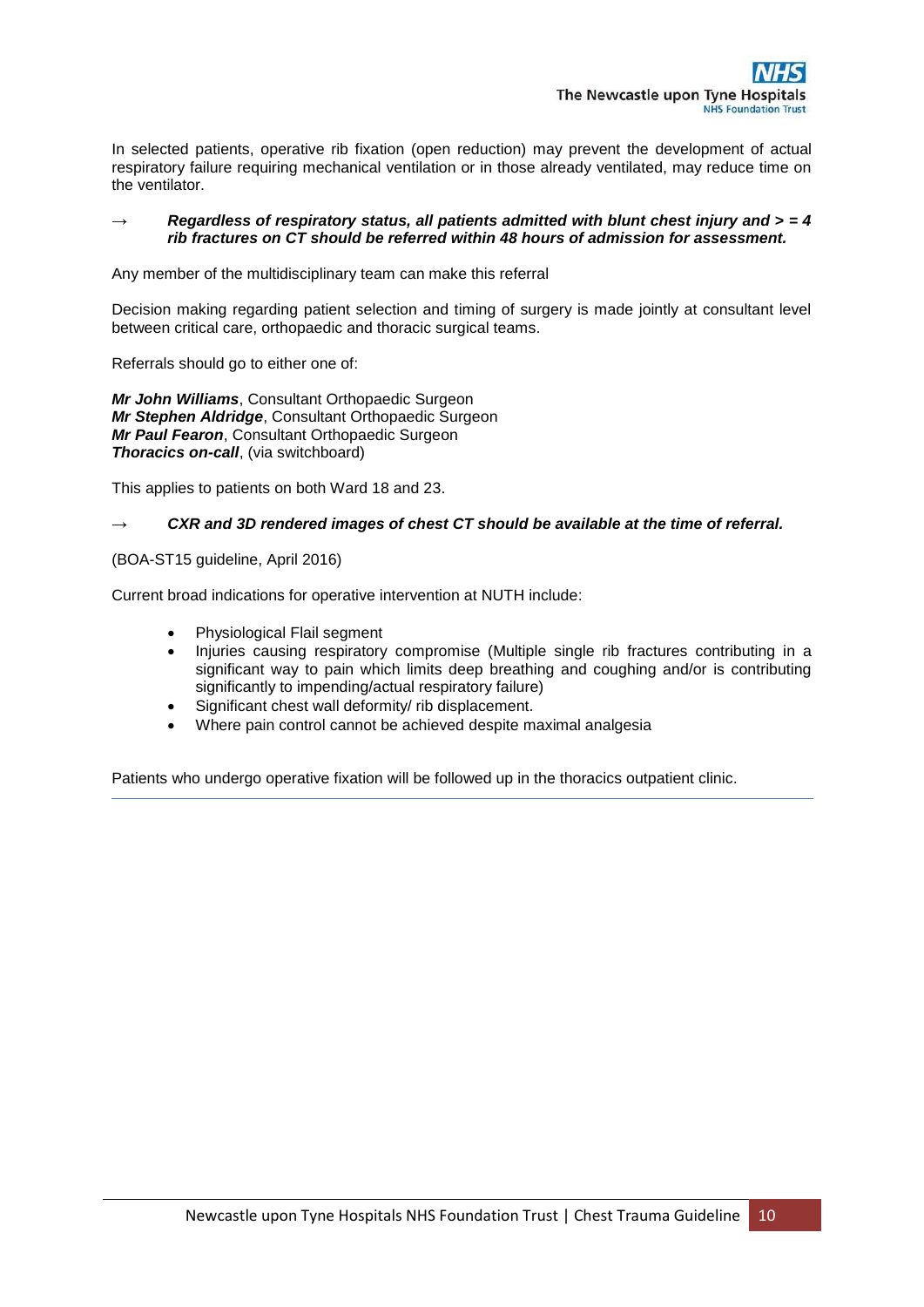In selected patients, operative rib fixation (open reduction) may prevent the development of actual respiratory failure requiring mechanical ventilation or in those already ventilated, may reduce time on the ventilator.

→ ***Regardless of respiratory status, all patients admitted with blunt chest injury and > = 4 rib fractures on CT should be referred within 48 hours of admission for assessment.***

Any member of the multidisciplinary team can make this referral

Decision making regarding patient selection and timing of surgery is made jointly at consultant level between critical care, orthopaedic and thoracic surgical teams.

Referrals should go to either one of:

***Mr John Williams***, Consultant Orthopaedic Surgeon
***Mr Stephen Aldridge***, Consultant Orthopaedic Surgeon
***Mr Paul Fearon***, Consultant Orthopaedic Surgeon
***Thoracics on-call***, (via switchboard)

This applies to patients on both Ward 18 and 23.

→ ***CXR and 3D rendered images of chest CT should be available at the time of referral.***

(BOA-ST15 guideline, April 2016)

Current broad indications for operative intervention at NUTH include:

- Physiological Flail segment
- Injuries causing respiratory compromise (Multiple single rib fractures contributing in a significant way to pain which limits deep breathing and coughing and/or is contributing significantly to impending/actual respiratory failure)
- Significant chest wall deformity/ rib displacement.
- Where pain control cannot be achieved despite maximal analgesia

Patients who undergo operative fixation will be followed up in the thoracics outpatient clinic.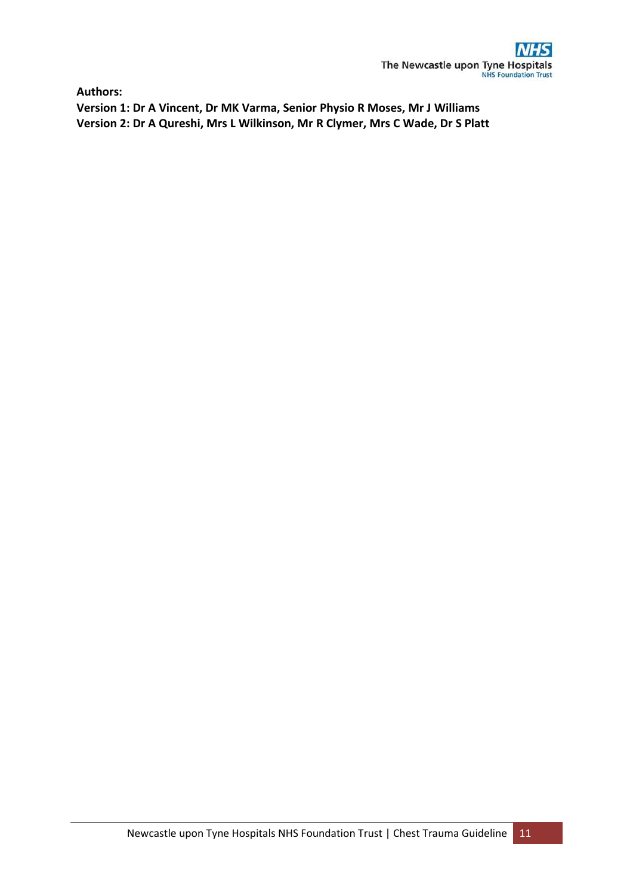**Authors:**

**Version 1: Dr A Vincent, Dr MK Varma, Senior Physio R Moses, Mr J Williams**

**Version 2: Dr A Qureshi, Mrs L Wilkinson, Mr R Clymer, Mrs C Wade, Dr S Platt**